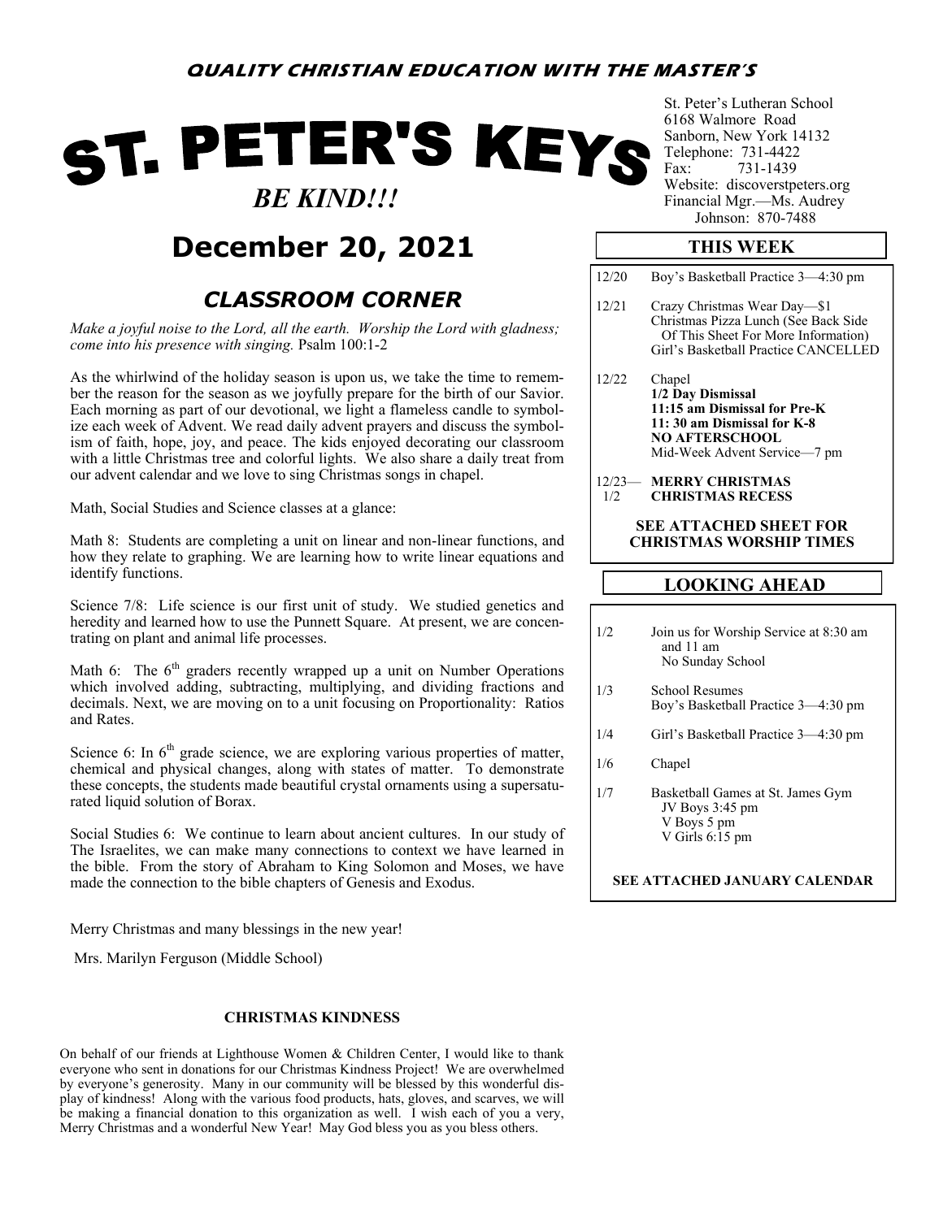**QUALITY CHRISTIAN EDUCATION WITH THE MASTER'S**

# ST. PETER'S KEYS

*BE KIND!!!*

St. Peter's Lutheran School
6168 Walmore Road
Sanborn, New York 14132
Telephone: 731-4422
Fax: 731-1439
Website: discoverstpeters.org
Financial Mgr.—Ms. Audrey Johnson: 870-7488

## December 20, 2021

## *CLASSROOM CORNER*

*Make a joyful noise to the Lord, all the earth. Worship the Lord with gladness; come into his presence with singing.* Psalm 100:1-2

As the whirlwind of the holiday season is upon us, we take the time to remember the reason for the season as we joyfully prepare for the birth of our Savior. Each morning as part of our devotional, we light a flameless candle to symbolize each week of Advent. We read daily advent prayers and discuss the symbolism of faith, hope, joy, and peace. The kids enjoyed decorating our classroom with a little Christmas tree and colorful lights. We also share a daily treat from our advent calendar and we love to sing Christmas songs in chapel.

Math, Social Studies and Science classes at a glance:

Math 8: Students are completing a unit on linear and non-linear functions, and how they relate to graphing. We are learning how to write linear equations and identify functions.

Science 7/8: Life science is our first unit of study. We studied genetics and heredity and learned how to use the Punnett Square. At present, we are concentrating on plant and animal life processes.

Math 6: The 6th graders recently wrapped up a unit on Number Operations which involved adding, subtracting, multiplying, and dividing fractions and decimals. Next, we are moving on to a unit focusing on Proportionality: Ratios and Rates.

Science 6: In 6th grade science, we are exploring various properties of matter, chemical and physical changes, along with states of matter. To demonstrate these concepts, the students made beautiful crystal ornaments using a supersaturated liquid solution of Borax.

Social Studies 6: We continue to learn about ancient cultures. In our study of The Israelites, we can make many connections to context we have learned in the bible. From the story of Abraham to King Solomon and Moses, we have made the connection to the bible chapters of Genesis and Exodus.

Merry Christmas and many blessings in the new year!

Mrs. Marilyn Ferguson (Middle School)

### CHRISTMAS KINDNESS

On behalf of our friends at Lighthouse Women & Children Center, I would like to thank everyone who sent in donations for our Christmas Kindness Project! We are overwhelmed by everyone's generosity. Many in our community will be blessed by this wonderful display of kindness! Along with the various food products, hats, gloves, and scarves, we will be making a financial donation to this organization as well. I wish each of you a very, Merry Christmas and a wonderful New Year! May God bless you as you bless others.

## THIS WEEK

| Date | Event |
|---|---|
| 12/20 | Boy's Basketball Practice 3—4:30 pm |
| 12/21 | Crazy Christmas Wear Day—$1<br>Christmas Pizza Lunch (See Back Side Of This Sheet For More Information)<br>Girl's Basketball Practice CANCELLED |
| 12/22 | Chapel<br>**1/2 Day Dismissal**<br>**11:15 am Dismissal for Pre-K**<br>**11: 30 am Dismissal for K-8**<br>**NO AFTERSCHOOL**<br>Mid-Week Advent Service—7 pm |
| 12/23—1/2 | **MERRY CHRISTMAS**<br>**CHRISTMAS RECESS** |

**SEE ATTACHED SHEET FOR CHRISTMAS WORSHIP TIMES**

## LOOKING AHEAD

| Date | Event |
|---|---|
| 1/2 | Join us for Worship Service at 8:30 am and 11 am<br>No Sunday School |
| 1/3 | School Resumes<br>Boy's Basketball Practice 3—4:30 pm |
| 1/4 | Girl's Basketball Practice 3—4:30 pm |
| 1/6 | Chapel |
| 1/7 | Basketball Games at St. James Gym<br>JV Boys 3:45 pm<br>V Boys 5 pm<br>V Girls 6:15 pm |

**SEE ATTACHED JANUARY CALENDAR**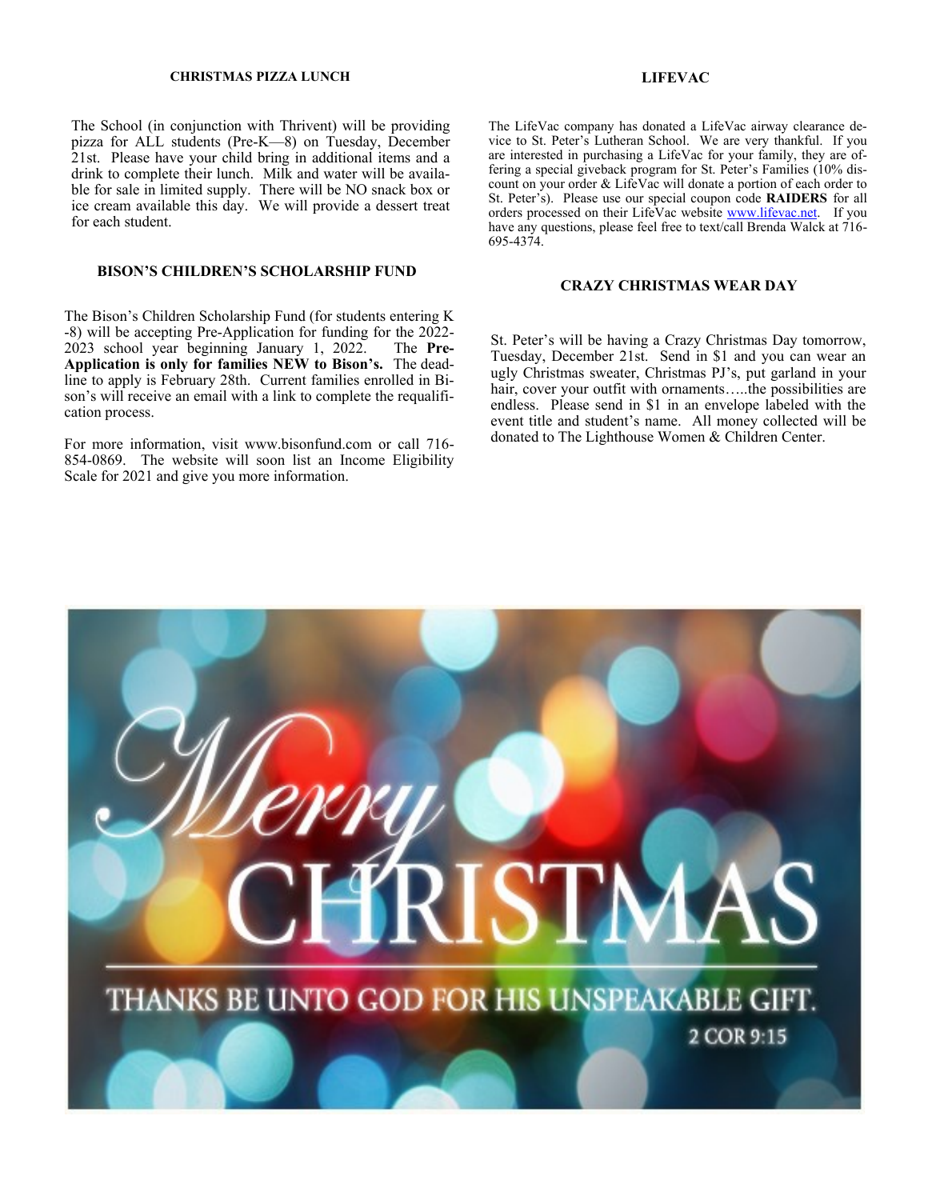## CHRISTMAS PIZZA LUNCH

The School (in conjunction with Thrivent) will be providing pizza for ALL students (Pre-K—8) on Tuesday, December 21st. Please have your child bring in additional items and a drink to complete their lunch. Milk and water will be available for sale in limited supply. There will be NO snack box or ice cream available this day. We will provide a dessert treat for each student.

## BISON'S CHILDREN'S SCHOLARSHIP FUND

The Bison's Children Scholarship Fund (for students entering K-8) will be accepting Pre-Application for funding for the 2022-2023 school year beginning January 1, 2022. The **Pre-Application is only for families NEW to Bison's.** The deadline to apply is February 28th. Current families enrolled in Bison's will receive an email with a link to complete the requalification process.

For more information, visit www.bisonfund.com or call 716-854-0869. The website will soon list an Income Eligibility Scale for 2021 and give you more information.

## LIFEVAC

The LifeVac company has donated a LifeVac airway clearance device to St. Peter's Lutheran School. We are very thankful. If you are interested in purchasing a LifeVac for your family, they are offering a special giveback program for St. Peter's Families (10% discount on your order & LifeVac will donate a portion of each order to St. Peter's). Please use our special coupon code **RAIDERS** for all orders processed on their LifeVac website www.lifevac.net. If you have any questions, please feel free to text/call Brenda Walck at 716-695-4374.

## CRAZY CHRISTMAS WEAR DAY

St. Peter's will be having a Crazy Christmas Day tomorrow, Tuesday, December 21st. Send in $1 and you can wear an ugly Christmas sweater, Christmas PJ's, put garland in your hair, cover your outfit with ornaments…..the possibilities are endless. Please send in $1 in an envelope labeled with the event title and student's name. All money collected will be donated to The Lighthouse Women & Children Center.

Merry CHRISTMAS

THANKS BE UNTO GOD FOR HIS UNSPEAKABLE GIFT.

2 COR 9:15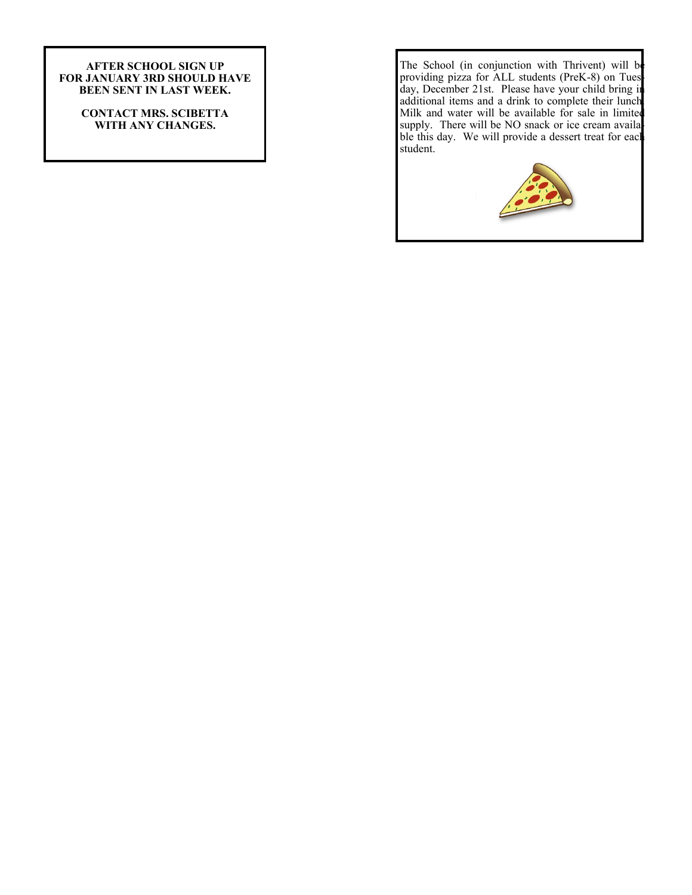**AFTER SCHOOL SIGN UP FOR JANUARY 3RD SHOULD HAVE BEEN SENT IN LAST WEEK.**

**CONTACT MRS. SCIBETTA WITH ANY CHANGES.**

The School (in conjunction with Thrivent) will be providing pizza for ALL students (PreK-8) on Tuesday, December 21st. Please have your child bring in additional items and a drink to complete their lunch. Milk and water will be available for sale in limited supply. There will be NO snack or ice cream available this day. We will provide a dessert treat for each student.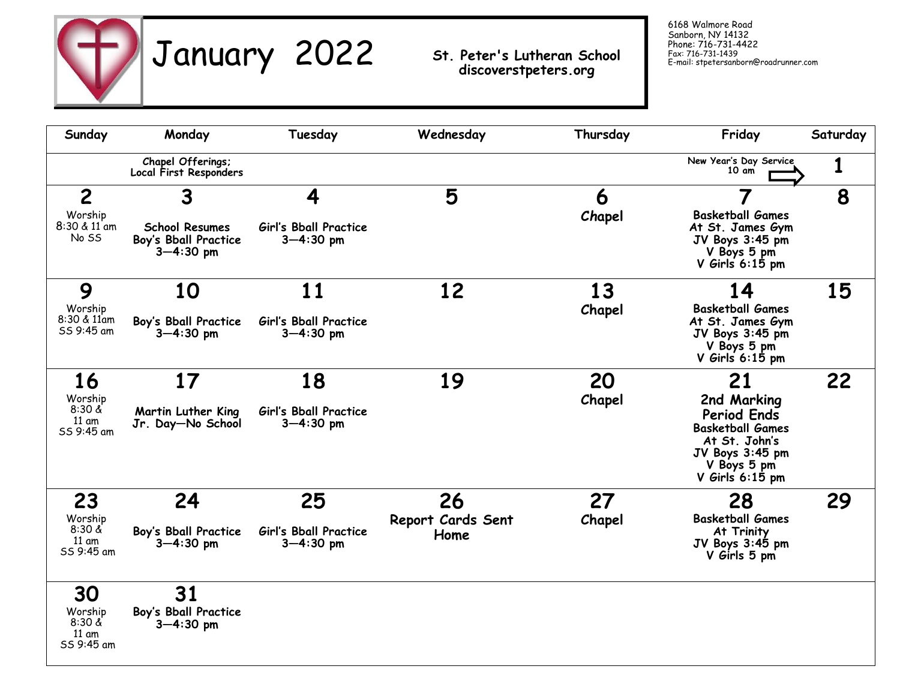# January 2022

**St. Peter's Lutheran School**
**discoverstpeters.org**

6168 Walmore Road
Sanborn, NY 14132
Phone: 716-731-4422
Fax: 716-731-1439
E-mail: stpetersanborn@roadrunner.com

| Sunday | Monday | Tuesday | Wednesday | Thursday | Friday | Saturday |
|---|---|---|---|---|---|---|
| | Chapel Offerings; Local First Responders | | | | New Year's Day Service 10 am ⇨ | **1** |
| **2** Worship 8:30 & 11 am No SS | **3** School Resumes Boy's Bball Practice 3—4:30 pm | **4** Girl's Bball Practice 3—4:30 pm | **5** | **6** Chapel | **7** Basketball Games At St. James Gym JV Boys 3:45 pm V Boys 5 pm V Girls 6:15 pm | **8** |
| **9** Worship 8:30 & 11am SS 9:45 am | **10** Boy's Bball Practice 3—4:30 pm | **11** Girl's Bball Practice 3—4:30 pm | **12** | **13** Chapel | **14** Basketball Games At St. James Gym JV Boys 3:45 pm V Boys 5 pm V Girls 6:15 pm | **15** |
| **16** Worship 8:30 & 11 am SS 9:45 am | **17** Martin Luther King Jr. Day—No School | **18** Girl's Bball Practice 3—4:30 pm | **19** | **20** Chapel | **21** 2nd Marking Period Ends Basketball Games At St. John's JV Boys 3:45 pm V Boys 5 pm V Girls 6:15 pm | **22** |
| **23** Worship 8:30 & 11 am SS 9:45 am | **24** Boy's Bball Practice 3—4:30 pm | **25** Girl's Bball Practice 3—4:30 pm | **26** Report Cards Sent Home | **27** Chapel | **28** Basketball Games At Trinity JV Boys 3:45 pm V Girls 5 pm | **29** |
| **30** Worship 8:30 & 11 am SS 9:45 am | **31** Boy's Bball Practice 3—4:30 pm | | | | | |